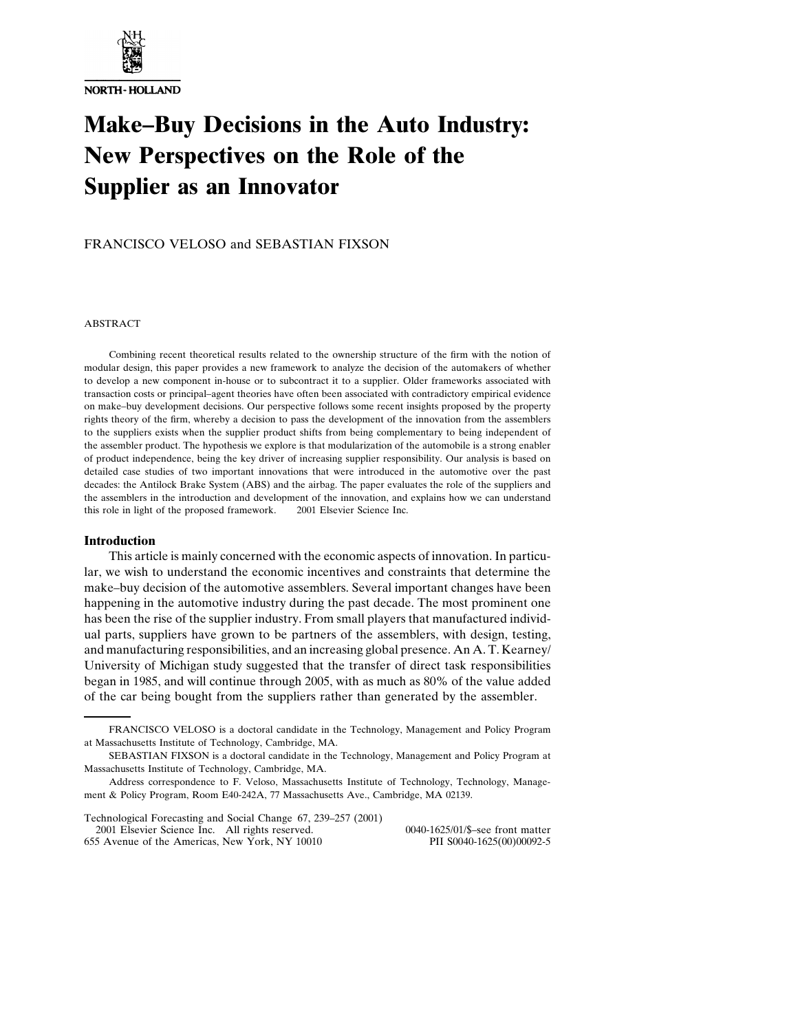NORTH-HOLLAND

# Make–Buy Decisions in the Auto Industry: New Perspectives on the Role of the Supplier as an Innovator

FRANCISCO VELOSO and SEBASTIAN FIXSON

## ABSTRACT

Combining recent theoretical results related to the ownership structure of the firm with the notion of modular design, this paper provides a new framework to analyze the decision of the automakers of whether to develop a new component in-house or to subcontract it to a supplier. Older frameworks associated with transaction costs or principal–agent theories have often been associated with contradictory empirical evidence on make–buy development decisions. Our perspective follows some recent insights proposed by the property rights theory of the firm, whereby a decision to pass the development of the innovation from the assemblers to the suppliers exists when the supplier product shifts from being complementary to being independent of the assembler product. The hypothesis we explore is that modularization of the automobile is a strong enabler of product independence, being the key driver of increasing supplier responsibility. Our analysis is based on detailed case studies of two important innovations that were introduced in the automotive over the past decades: the Antilock Brake System (ABS) and the airbag. The paper evaluates the role of the suppliers and the assemblers in the introduction and development of the innovation, and explains how we can understand this role in light of the proposed framework. 2001 Elsevier Science Inc.

## Introduction

This article is mainly concerned with the economic aspects of innovation. In particular, we wish to understand the economic incentives and constraints that determine the make–buy decision of the automotive assemblers. Several important changes have been happening in the automotive industry during the past decade. The most prominent one has been the rise of the supplier industry. From small players that manufactured individual parts, suppliers have grown to be partners of the assemblers, with design, testing, and manufacturing responsibilities, and an increasing global presence. An A. T. Kearney/University of Michigan study suggested that the transfer of direct task responsibilities began in 1985, and will continue through 2005, with as much as 80% of the value added of the car being bought from the suppliers rather than generated by the assembler.

---

FRANCISCO VELOSO is a doctoral candidate in the Technology, Management and Policy Program at Massachusetts Institute of Technology, Cambridge, MA.

SEBASTIAN FIXSON is a doctoral candidate in the Technology, Management and Policy Program at Massachusetts Institute of Technology, Cambridge, MA.

Address correspondence to F. Veloso, Massachusetts Institute of Technology, Technology, Management & Policy Program, Room E40-242A, 77 Massachusetts Ave., Cambridge, MA 02139.

Technological Forecasting and Social Change 67, 239–257 (2001)
2001 Elsevier Science Inc. All rights reserved.
655 Avenue of the Americas, New York, NY 10010

0040-1625/01/$–see front matter
PII S0040-1625(00)00092-5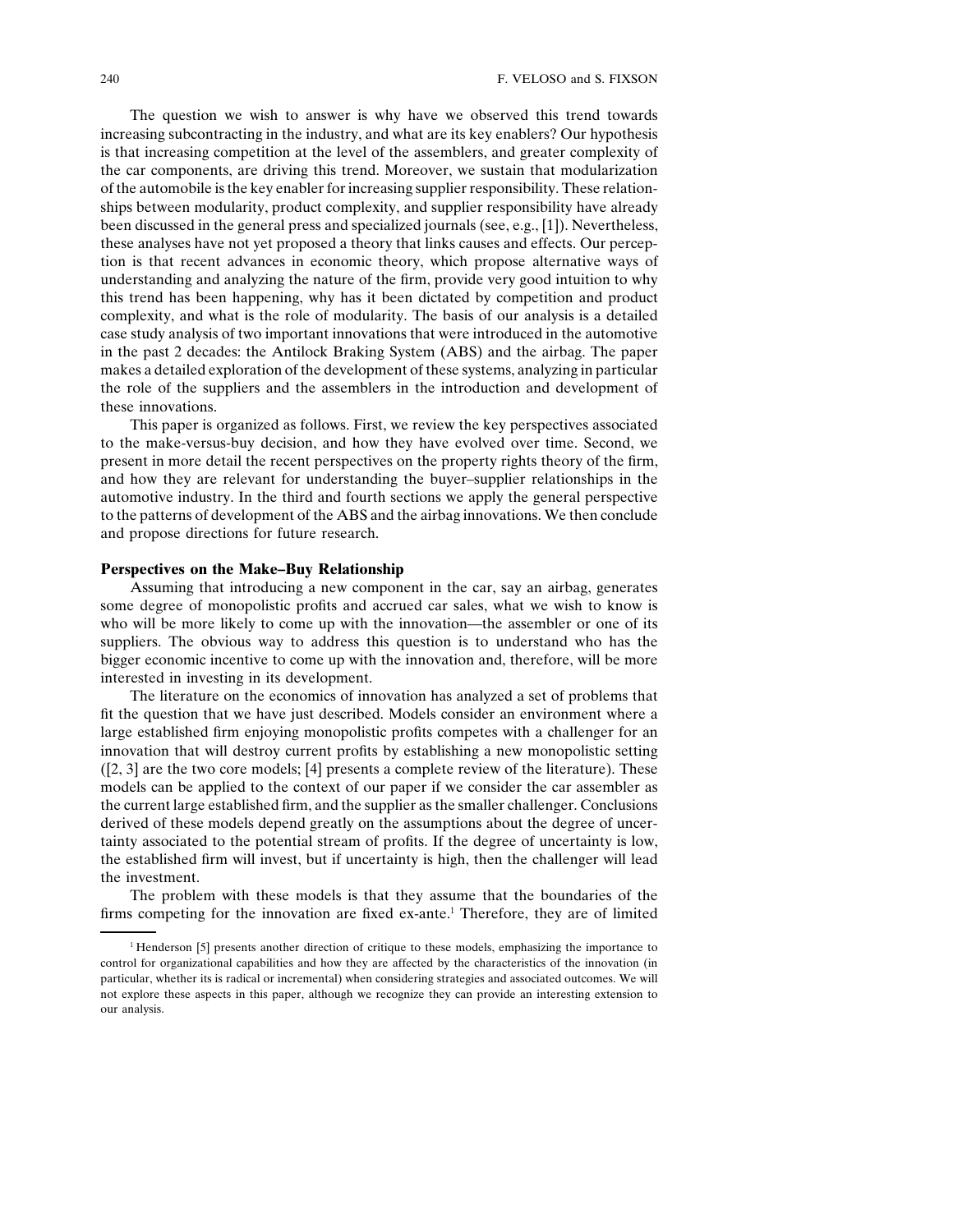The question we wish to answer is why have we observed this trend towards increasing subcontracting in the industry, and what are its key enablers? Our hypothesis is that increasing competition at the level of the assemblers, and greater complexity of the car components, are driving this trend. Moreover, we sustain that modularization of the automobile is the key enabler for increasing supplier responsibility. These relationships between modularity, product complexity, and supplier responsibility have already been discussed in the general press and specialized journals (see, e.g., [1]). Nevertheless, these analyses have not yet proposed a theory that links causes and effects. Our perception is that recent advances in economic theory, which propose alternative ways of understanding and analyzing the nature of the firm, provide very good intuition to why this trend has been happening, why has it been dictated by competition and product complexity, and what is the role of modularity. The basis of our analysis is a detailed case study analysis of two important innovations that were introduced in the automotive in the past 2 decades: the Antilock Braking System (ABS) and the airbag. The paper makes a detailed exploration of the development of these systems, analyzing in particular the role of the suppliers and the assemblers in the introduction and development of these innovations.

This paper is organized as follows. First, we review the key perspectives associated to the make-versus-buy decision, and how they have evolved over time. Second, we present in more detail the recent perspectives on the property rights theory of the firm, and how they are relevant for understanding the buyer–supplier relationships in the automotive industry. In the third and fourth sections we apply the general perspective to the patterns of development of the ABS and the airbag innovations. We then conclude and propose directions for future research.

## Perspectives on the Make–Buy Relationship

Assuming that introducing a new component in the car, say an airbag, generates some degree of monopolistic profits and accrued car sales, what we wish to know is who will be more likely to come up with the innovation—the assembler or one of its suppliers. The obvious way to address this question is to understand who has the bigger economic incentive to come up with the innovation and, therefore, will be more interested in investing in its development.

The literature on the economics of innovation has analyzed a set of problems that fit the question that we have just described. Models consider an environment where a large established firm enjoying monopolistic profits competes with a challenger for an innovation that will destroy current profits by establishing a new monopolistic setting ([2, 3] are the two core models; [4] presents a complete review of the literature). These models can be applied to the context of our paper if we consider the car assembler as the current large established firm, and the supplier as the smaller challenger. Conclusions derived of these models depend greatly on the assumptions about the degree of uncertainty associated to the potential stream of profits. If the degree of uncertainty is low, the established firm will invest, but if uncertainty is high, then the challenger will lead the investment.

The problem with these models is that they assume that the boundaries of the firms competing for the innovation are fixed ex-ante.[1] Therefore, they are of limited

[1] Henderson [5] presents another direction of critique to these models, emphasizing the importance to control for organizational capabilities and how they are affected by the characteristics of the innovation (in particular, whether its is radical or incremental) when considering strategies and associated outcomes. We will not explore these aspects in this paper, although we recognize they can provide an interesting extension to our analysis.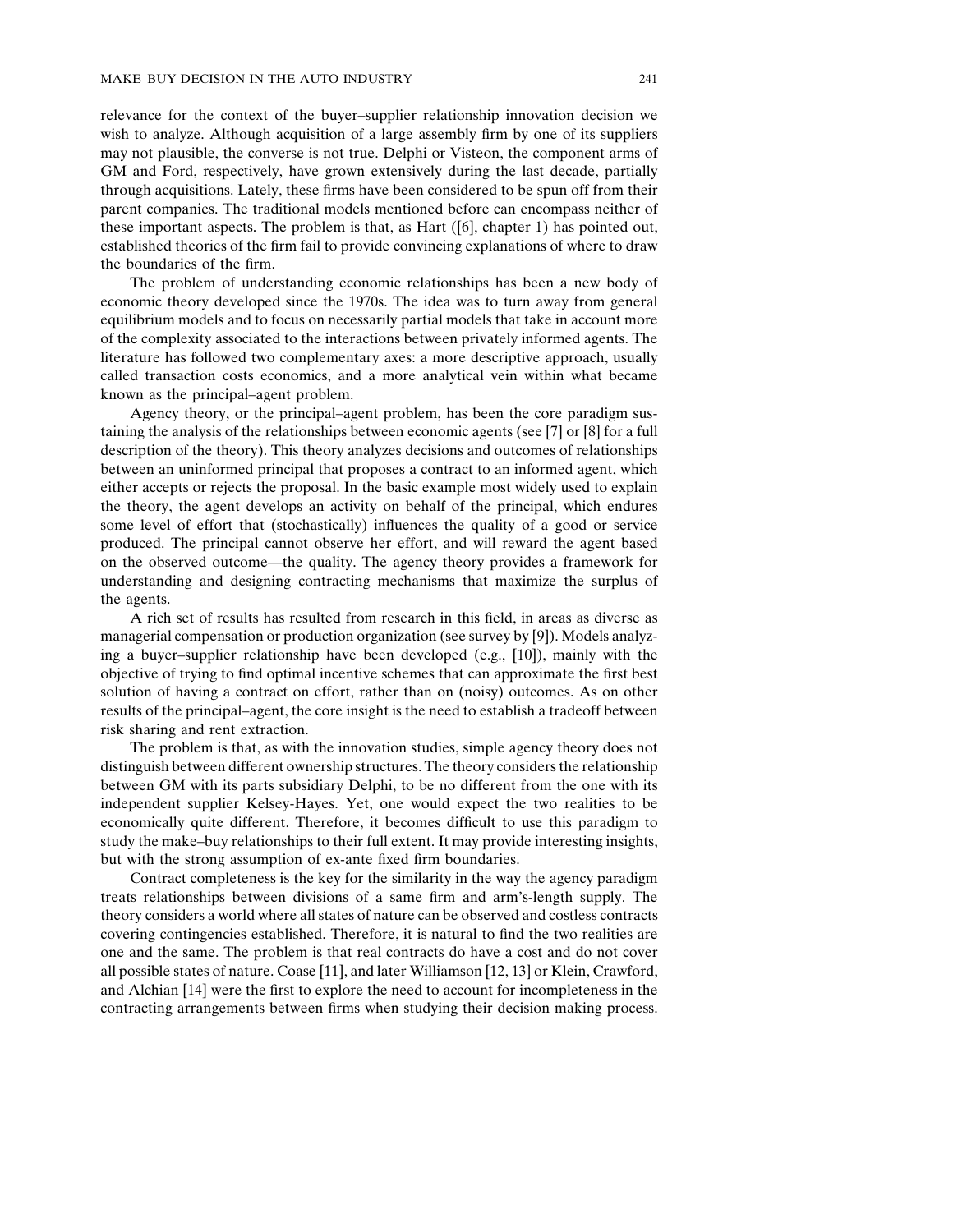relevance for the context of the buyer–supplier relationship innovation decision we wish to analyze. Although acquisition of a large assembly firm by one of its suppliers may not plausible, the converse is not true. Delphi or Visteon, the component arms of GM and Ford, respectively, have grown extensively during the last decade, partially through acquisitions. Lately, these firms have been considered to be spun off from their parent companies. The traditional models mentioned before can encompass neither of these important aspects. The problem is that, as Hart ([6], chapter 1) has pointed out, established theories of the firm fail to provide convincing explanations of where to draw the boundaries of the firm.

The problem of understanding economic relationships has been a new body of economic theory developed since the 1970s. The idea was to turn away from general equilibrium models and to focus on necessarily partial models that take in account more of the complexity associated to the interactions between privately informed agents. The literature has followed two complementary axes: a more descriptive approach, usually called transaction costs economics, and a more analytical vein within what became known as the principal–agent problem.

Agency theory, or the principal–agent problem, has been the core paradigm sustaining the analysis of the relationships between economic agents (see [7] or [8] for a full description of the theory). This theory analyzes decisions and outcomes of relationships between an uninformed principal that proposes a contract to an informed agent, which either accepts or rejects the proposal. In the basic example most widely used to explain the theory, the agent develops an activity on behalf of the principal, which endures some level of effort that (stochastically) influences the quality of a good or service produced. The principal cannot observe her effort, and will reward the agent based on the observed outcome—the quality. The agency theory provides a framework for understanding and designing contracting mechanisms that maximize the surplus of the agents.

A rich set of results has resulted from research in this field, in areas as diverse as managerial compensation or production organization (see survey by [9]). Models analyzing a buyer–supplier relationship have been developed (e.g., [10]), mainly with the objective of trying to find optimal incentive schemes that can approximate the first best solution of having a contract on effort, rather than on (noisy) outcomes. As on other results of the principal–agent, the core insight is the need to establish a tradeoff between risk sharing and rent extraction.

The problem is that, as with the innovation studies, simple agency theory does not distinguish between different ownership structures. The theory considers the relationship between GM with its parts subsidiary Delphi, to be no different from the one with its independent supplier Kelsey-Hayes. Yet, one would expect the two realities to be economically quite different. Therefore, it becomes difficult to use this paradigm to study the make–buy relationships to their full extent. It may provide interesting insights, but with the strong assumption of ex-ante fixed firm boundaries.

Contract completeness is the key for the similarity in the way the agency paradigm treats relationships between divisions of a same firm and arm's-length supply. The theory considers a world where all states of nature can be observed and costless contracts covering contingencies established. Therefore, it is natural to find the two realities are one and the same. The problem is that real contracts do have a cost and do not cover all possible states of nature. Coase [11], and later Williamson [12, 13] or Klein, Crawford, and Alchian [14] were the first to explore the need to account for incompleteness in the contracting arrangements between firms when studying their decision making process.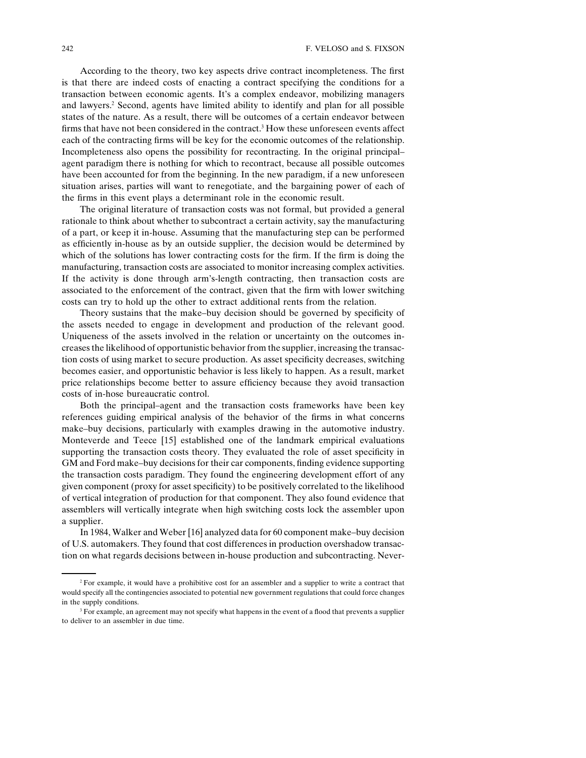According to the theory, two key aspects drive contract incompleteness. The first is that there are indeed costs of enacting a contract specifying the conditions for a transaction between economic agents. It's a complex endeavor, mobilizing managers and lawyers.[2] Second, agents have limited ability to identify and plan for all possible states of the nature. As a result, there will be outcomes of a certain endeavor between firms that have not been considered in the contract.[3] How these unforeseen events affect each of the contracting firms will be key for the economic outcomes of the relationship. Incompleteness also opens the possibility for recontracting. In the original principal–agent paradigm there is nothing for which to recontract, because all possible outcomes have been accounted for from the beginning. In the new paradigm, if a new unforeseen situation arises, parties will want to renegotiate, and the bargaining power of each of the firms in this event plays a determinant role in the economic result.

The original literature of transaction costs was not formal, but provided a general rationale to think about whether to subcontract a certain activity, say the manufacturing of a part, or keep it in-house. Assuming that the manufacturing step can be performed as efficiently in-house as by an outside supplier, the decision would be determined by which of the solutions has lower contracting costs for the firm. If the firm is doing the manufacturing, transaction costs are associated to monitor increasing complex activities. If the activity is done through arm's-length contracting, then transaction costs are associated to the enforcement of the contract, given that the firm with lower switching costs can try to hold up the other to extract additional rents from the relation.

Theory sustains that the make–buy decision should be governed by specificity of the assets needed to engage in development and production of the relevant good. Uniqueness of the assets involved in the relation or uncertainty on the outcomes increases the likelihood of opportunistic behavior from the supplier, increasing the transaction costs of using market to secure production. As asset specificity decreases, switching becomes easier, and opportunistic behavior is less likely to happen. As a result, market price relationships become better to assure efficiency because they avoid transaction costs of in-hose bureaucratic control.

Both the principal–agent and the transaction costs frameworks have been key references guiding empirical analysis of the behavior of the firms in what concerns make–buy decisions, particularly with examples drawing in the automotive industry. Monteverde and Teece [15] established one of the landmark empirical evaluations supporting the transaction costs theory. They evaluated the role of asset specificity in GM and Ford make–buy decisions for their car components, finding evidence supporting the transaction costs paradigm. They found the engineering development effort of any given component (proxy for asset specificity) to be positively correlated to the likelihood of vertical integration of production for that component. They also found evidence that assemblers will vertically integrate when high switching costs lock the assembler upon a supplier.

In 1984, Walker and Weber [16] analyzed data for 60 component make–buy decision of U.S. automakers. They found that cost differences in production overshadow transaction on what regards decisions between in-house production and subcontracting. Never-

---

[2] For example, it would have a prohibitive cost for an assembler and a supplier to write a contract that would specify all the contingencies associated to potential new government regulations that could force changes in the supply conditions.

[3] For example, an agreement may not specify what happens in the event of a flood that prevents a supplier to deliver to an assembler in due time.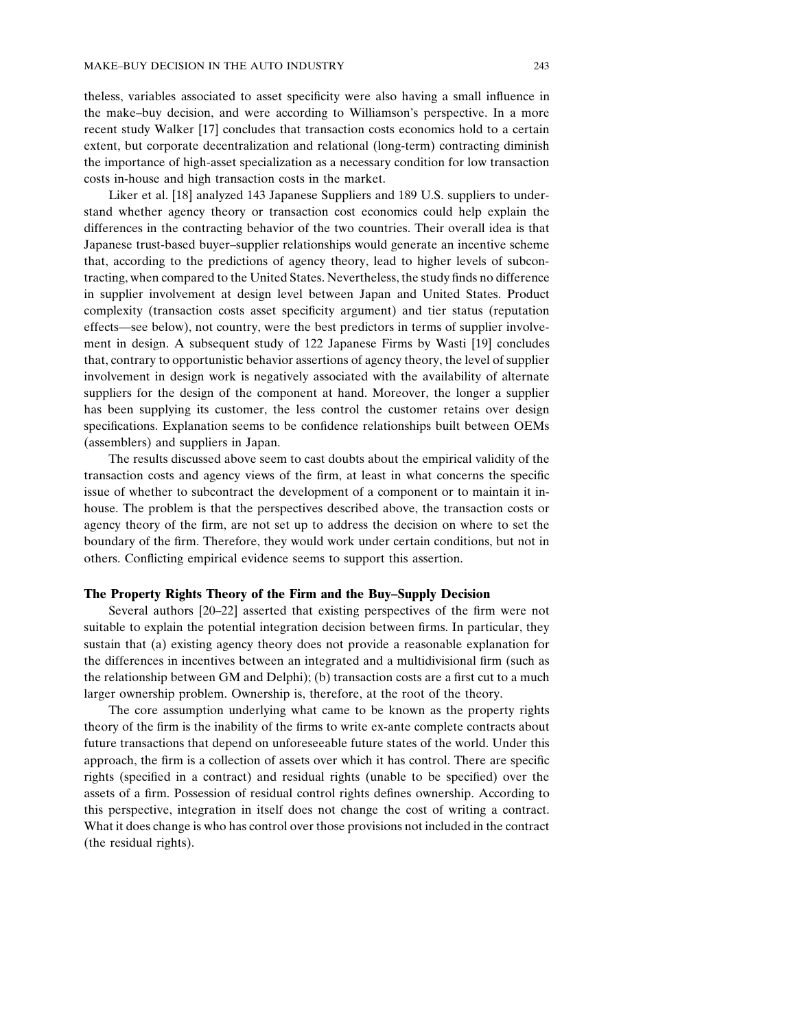theless, variables associated to asset specificity were also having a small influence in the make–buy decision, and were according to Williamson's perspective. In a more recent study Walker [17] concludes that transaction costs economics hold to a certain extent, but corporate decentralization and relational (long-term) contracting diminish the importance of high-asset specialization as a necessary condition for low transaction costs in-house and high transaction costs in the market.

Liker et al. [18] analyzed 143 Japanese Suppliers and 189 U.S. suppliers to understand whether agency theory or transaction cost economics could help explain the differences in the contracting behavior of the two countries. Their overall idea is that Japanese trust-based buyer–supplier relationships would generate an incentive scheme that, according to the predictions of agency theory, lead to higher levels of subcontracting, when compared to the United States. Nevertheless, the study finds no difference in supplier involvement at design level between Japan and United States. Product complexity (transaction costs asset specificity argument) and tier status (reputation effects—see below), not country, were the best predictors in terms of supplier involvement in design. A subsequent study of 122 Japanese Firms by Wasti [19] concludes that, contrary to opportunistic behavior assertions of agency theory, the level of supplier involvement in design work is negatively associated with the availability of alternate suppliers for the design of the component at hand. Moreover, the longer a supplier has been supplying its customer, the less control the customer retains over design specifications. Explanation seems to be confidence relationships built between OEMs (assemblers) and suppliers in Japan.

The results discussed above seem to cast doubts about the empirical validity of the transaction costs and agency views of the firm, at least in what concerns the specific issue of whether to subcontract the development of a component or to maintain it in-house. The problem is that the perspectives described above, the transaction costs or agency theory of the firm, are not set up to address the decision on where to set the boundary of the firm. Therefore, they would work under certain conditions, but not in others. Conflicting empirical evidence seems to support this assertion.

### The Property Rights Theory of the Firm and the Buy–Supply Decision

Several authors [20–22] asserted that existing perspectives of the firm were not suitable to explain the potential integration decision between firms. In particular, they sustain that (a) existing agency theory does not provide a reasonable explanation for the differences in incentives between an integrated and a multidivisional firm (such as the relationship between GM and Delphi); (b) transaction costs are a first cut to a much larger ownership problem. Ownership is, therefore, at the root of the theory.

The core assumption underlying what came to be known as the property rights theory of the firm is the inability of the firms to write ex-ante complete contracts about future transactions that depend on unforeseeable future states of the world. Under this approach, the firm is a collection of assets over which it has control. There are specific rights (specified in a contract) and residual rights (unable to be specified) over the assets of a firm. Possession of residual control rights defines ownership. According to this perspective, integration in itself does not change the cost of writing a contract. What it does change is who has control over those provisions not included in the contract (the residual rights).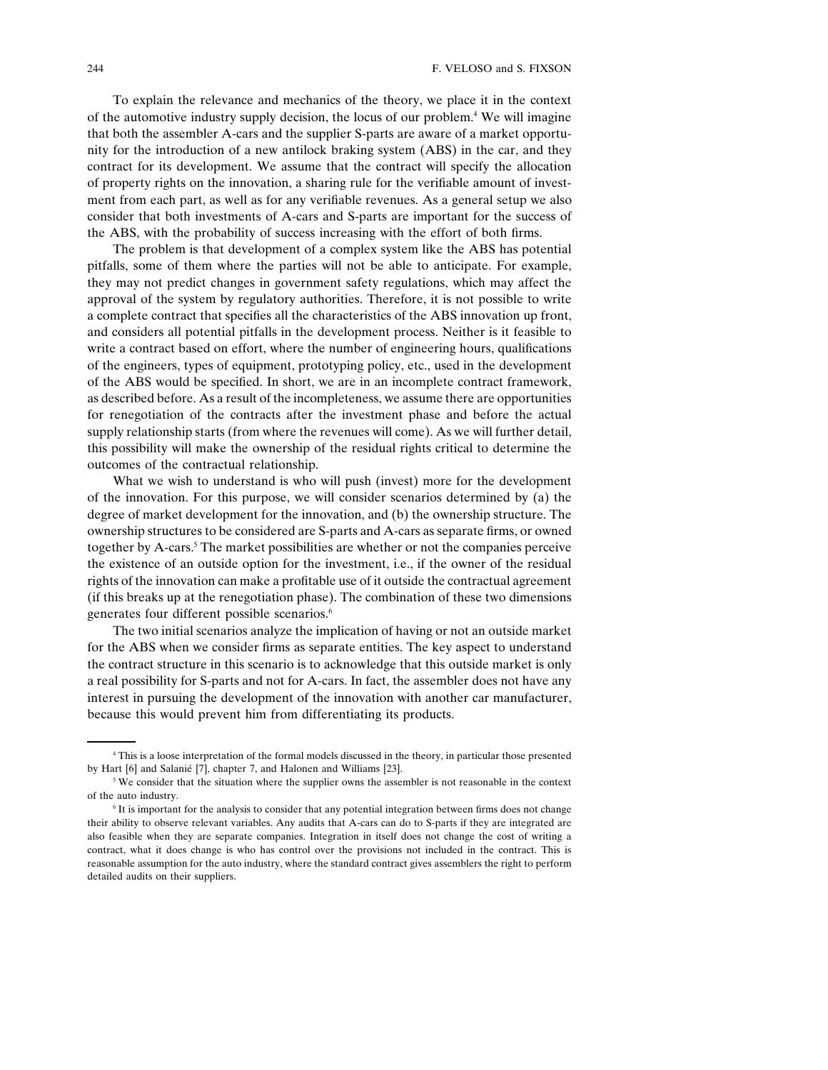To explain the relevance and mechanics of the theory, we place it in the context of the automotive industry supply decision, the locus of our problem.[4] We will imagine that both the assembler A-cars and the supplier S-parts are aware of a market opportunity for the introduction of a new antilock braking system (ABS) in the car, and they contract for its development. We assume that the contract will specify the allocation of property rights on the innovation, a sharing rule for the verifiable amount of investment from each part, as well as for any verifiable revenues. As a general setup we also consider that both investments of A-cars and S-parts are important for the success of the ABS, with the probability of success increasing with the effort of both firms.

The problem is that development of a complex system like the ABS has potential pitfalls, some of them where the parties will not be able to anticipate. For example, they may not predict changes in government safety regulations, which may affect the approval of the system by regulatory authorities. Therefore, it is not possible to write a complete contract that specifies all the characteristics of the ABS innovation up front, and considers all potential pitfalls in the development process. Neither is it feasible to write a contract based on effort, where the number of engineering hours, qualifications of the engineers, types of equipment, prototyping policy, etc., used in the development of the ABS would be specified. In short, we are in an incomplete contract framework, as described before. As a result of the incompleteness, we assume there are opportunities for renegotiation of the contracts after the investment phase and before the actual supply relationship starts (from where the revenues will come). As we will further detail, this possibility will make the ownership of the residual rights critical to determine the outcomes of the contractual relationship.

What we wish to understand is who will push (invest) more for the development of the innovation. For this purpose, we will consider scenarios determined by (a) the degree of market development for the innovation, and (b) the ownership structure. The ownership structures to be considered are S-parts and A-cars as separate firms, or owned together by A-cars.[5] The market possibilities are whether or not the companies perceive the existence of an outside option for the investment, i.e., if the owner of the residual rights of the innovation can make a profitable use of it outside the contractual agreement (if this breaks up at the renegotiation phase). The combination of these two dimensions generates four different possible scenarios.[6]

The two initial scenarios analyze the implication of having or not an outside market for the ABS when we consider firms as separate entities. The key aspect to understand the contract structure in this scenario is to acknowledge that this outside market is only a real possibility for S-parts and not for A-cars. In fact, the assembler does not have any interest in pursuing the development of the innovation with another car manufacturer, because this would prevent him from differentiating its products.

---

[4] This is a loose interpretation of the formal models discussed in the theory, in particular those presented by Hart [6] and Salanié [7], chapter 7, and Halonen and Williams [23].

[5] We consider that the situation where the supplier owns the assembler is not reasonable in the context of the auto industry.

[6] It is important for the analysis to consider that any potential integration between firms does not change their ability to observe relevant variables. Any audits that A-cars can do to S-parts if they are integrated are also feasible when they are separate companies. Integration in itself does not change the cost of writing a contract, what it does change is who has control over the provisions not included in the contract. This is reasonable assumption for the auto industry, where the standard contract gives assemblers the right to perform detailed audits on their suppliers.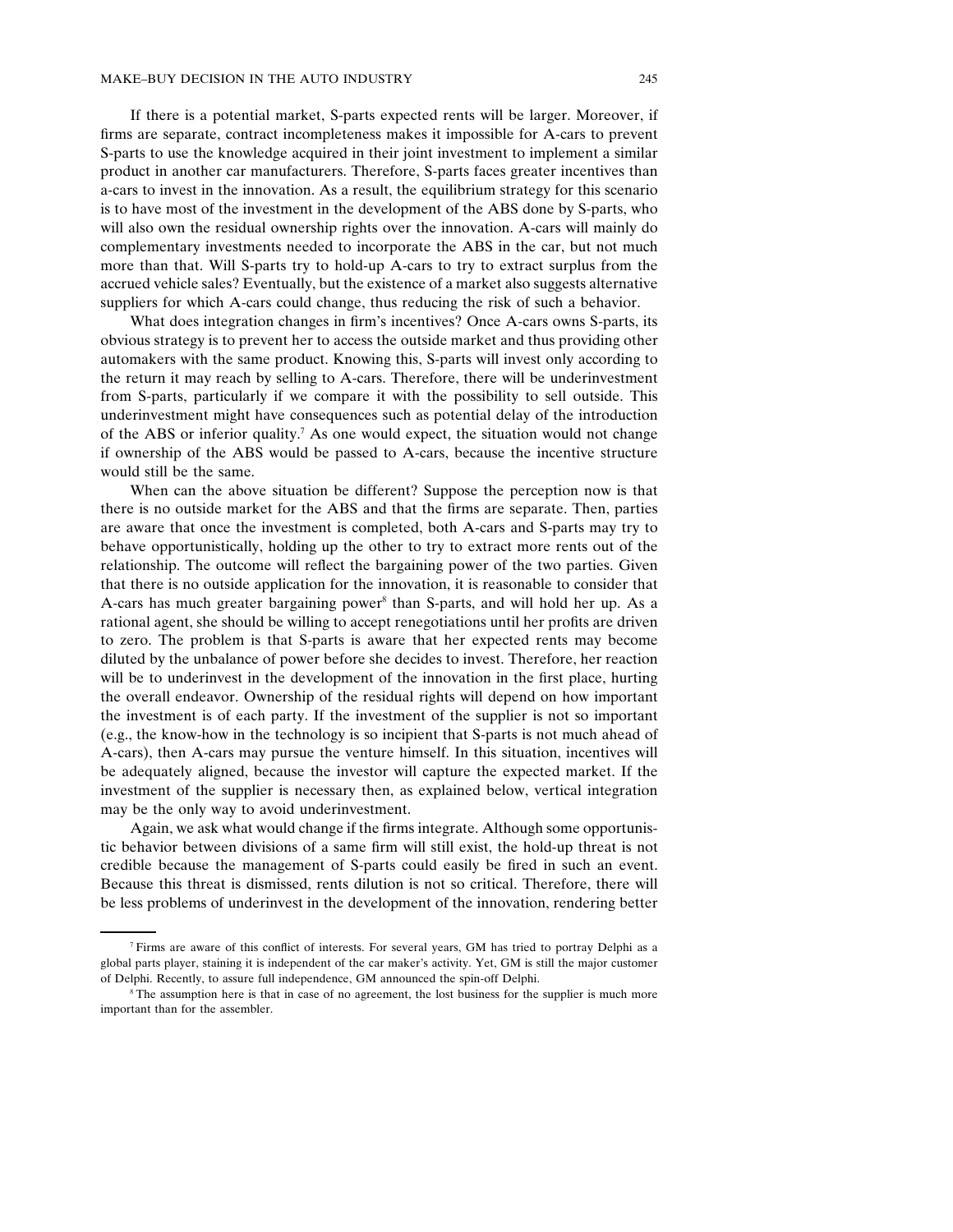If there is a potential market, S-parts expected rents will be larger. Moreover, if firms are separate, contract incompleteness makes it impossible for A-cars to prevent S-parts to use the knowledge acquired in their joint investment to implement a similar product in another car manufacturers. Therefore, S-parts faces greater incentives than a-cars to invest in the innovation. As a result, the equilibrium strategy for this scenario is to have most of the investment in the development of the ABS done by S-parts, who will also own the residual ownership rights over the innovation. A-cars will mainly do complementary investments needed to incorporate the ABS in the car, but not much more than that. Will S-parts try to hold-up A-cars to try to extract surplus from the accrued vehicle sales? Eventually, but the existence of a market also suggests alternative suppliers for which A-cars could change, thus reducing the risk of such a behavior.

What does integration changes in firm's incentives? Once A-cars owns S-parts, its obvious strategy is to prevent her to access the outside market and thus providing other automakers with the same product. Knowing this, S-parts will invest only according to the return it may reach by selling to A-cars. Therefore, there will be underinvestment from S-parts, particularly if we compare it with the possibility to sell outside. This underinvestment might have consequences such as potential delay of the introduction of the ABS or inferior quality.[7] As one would expect, the situation would not change if ownership of the ABS would be passed to A-cars, because the incentive structure would still be the same.

When can the above situation be different? Suppose the perception now is that there is no outside market for the ABS and that the firms are separate. Then, parties are aware that once the investment is completed, both A-cars and S-parts may try to behave opportunistically, holding up the other to try to extract more rents out of the relationship. The outcome will reflect the bargaining power of the two parties. Given that there is no outside application for the innovation, it is reasonable to consider that A-cars has much greater bargaining power[8] than S-parts, and will hold her up. As a rational agent, she should be willing to accept renegotiations until her profits are driven to zero. The problem is that S-parts is aware that her expected rents may become diluted by the unbalance of power before she decides to invest. Therefore, her reaction will be to underinvest in the development of the innovation in the first place, hurting the overall endeavor. Ownership of the residual rights will depend on how important the investment is of each party. If the investment of the supplier is not so important (e.g., the know-how in the technology is so incipient that S-parts is not much ahead of A-cars), then A-cars may pursue the venture himself. In this situation, incentives will be adequately aligned, because the investor will capture the expected market. If the investment of the supplier is necessary then, as explained below, vertical integration may be the only way to avoid underinvestment.

Again, we ask what would change if the firms integrate. Although some opportunistic behavior between divisions of a same firm will still exist, the hold-up threat is not credible because the management of S-parts could easily be fired in such an event. Because this threat is dismissed, rents dilution is not so critical. Therefore, there will be less problems of underinvest in the development of the innovation, rendering better

[7] Firms are aware of this conflict of interests. For several years, GM has tried to portray Delphi as a global parts player, staining it is independent of the car maker's activity. Yet, GM is still the major customer of Delphi. Recently, to assure full independence, GM announced the spin-off Delphi.

[8] The assumption here is that in case of no agreement, the lost business for the supplier is much more important than for the assembler.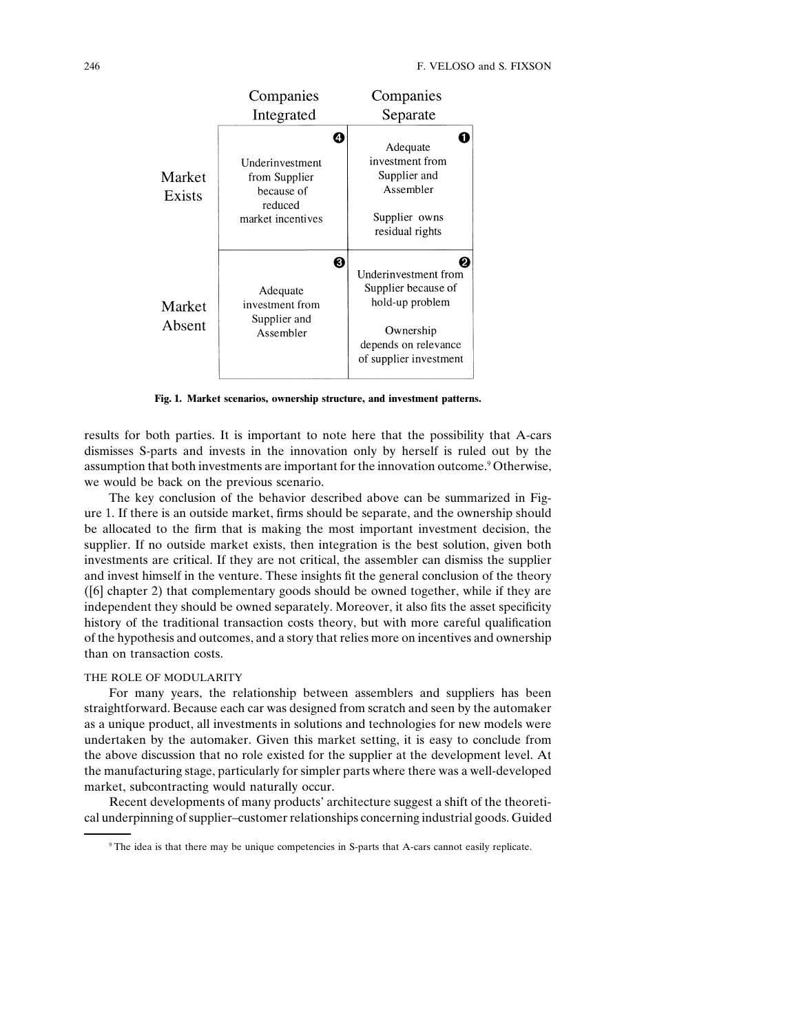|  | Companies Integrated | Companies Separate |
| --- | --- | --- |
| Market Exists | ❹ Underinvestment from Supplier because of reduced market incentives | ❶ Adequate investment from Supplier and Assembler<br><br>Supplier owns residual rights |
| Market Absent | ❸ Adequate investment from Supplier and Assembler | ❷ Underinvestment from Supplier because of hold-up problem<br><br>Ownership depends on relevance of supplier investment |

**Fig. 1. Market scenarios, ownership structure, and investment patterns.**

results for both parties. It is important to note here that the possibility that A-cars dismisses S-parts and invests in the innovation only by herself is ruled out by the assumption that both investments are important for the innovation outcome.[9] Otherwise, we would be back on the previous scenario.

The key conclusion of the behavior described above can be summarized in Figure 1. If there is an outside market, firms should be separate, and the ownership should be allocated to the firm that is making the most important investment decision, the supplier. If no outside market exists, then integration is the best solution, given both investments are critical. If they are not critical, the assembler can dismiss the supplier and invest himself in the venture. These insights fit the general conclusion of the theory ([6] chapter 2) that complementary goods should be owned together, while if they are independent they should be owned separately. Moreover, it also fits the asset specificity history of the traditional transaction costs theory, but with more careful qualification of the hypothesis and outcomes, and a story that relies more on incentives and ownership than on transaction costs.

## THE ROLE OF MODULARITY

For many years, the relationship between assemblers and suppliers has been straightforward. Because each car was designed from scratch and seen by the automaker as a unique product, all investments in solutions and technologies for new models were undertaken by the automaker. Given this market setting, it is easy to conclude from the above discussion that no role existed for the supplier at the development level. At the manufacturing stage, particularly for simpler parts where there was a well-developed market, subcontracting would naturally occur.

Recent developments of many products' architecture suggest a shift of the theoretical underpinning of supplier–customer relationships concerning industrial goods. Guided

[9] The idea is that there may be unique competencies in S-parts that A-cars cannot easily replicate.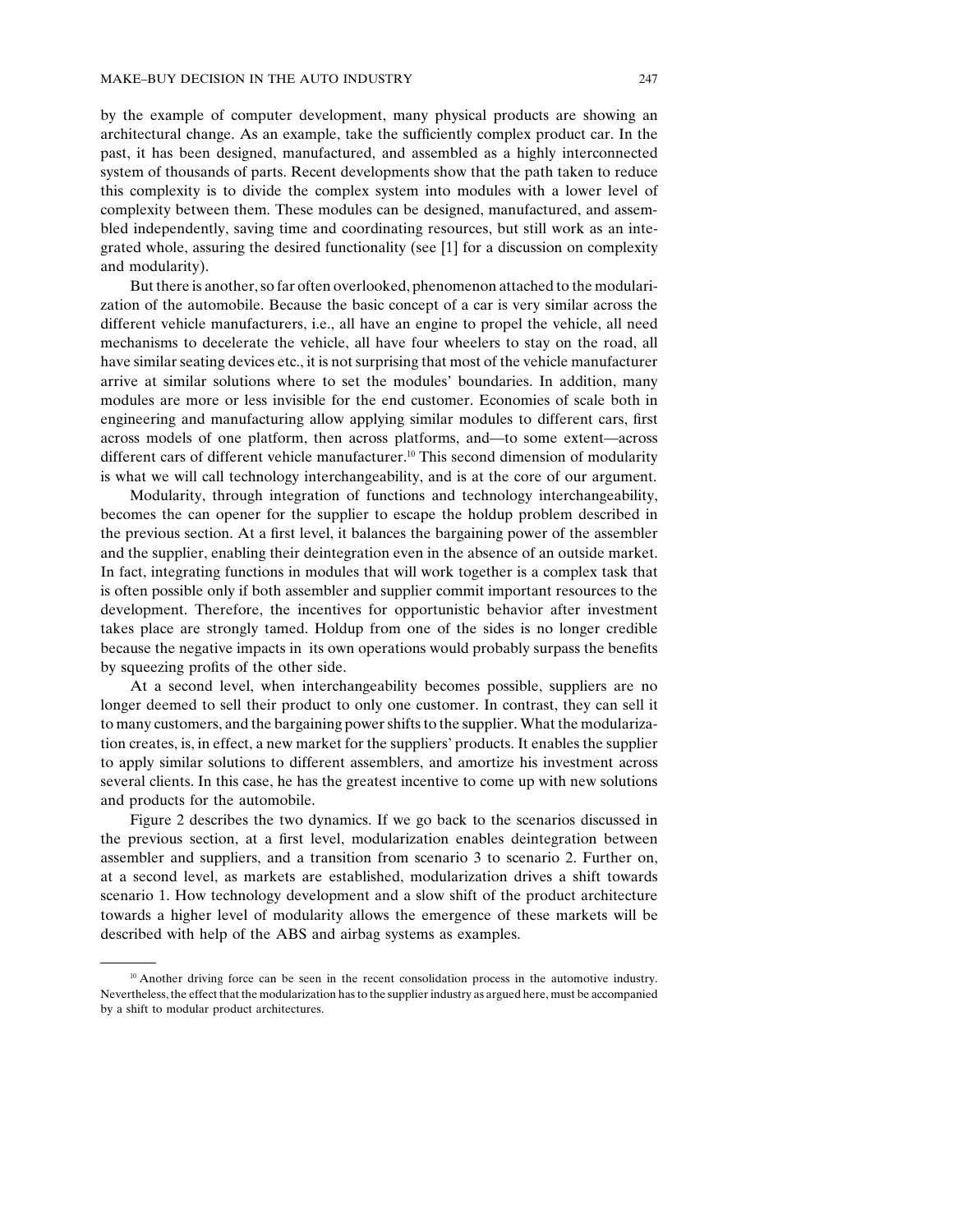by the example of computer development, many physical products are showing an architectural change. As an example, take the sufficiently complex product car. In the past, it has been designed, manufactured, and assembled as a highly interconnected system of thousands of parts. Recent developments show that the path taken to reduce this complexity is to divide the complex system into modules with a lower level of complexity between them. These modules can be designed, manufactured, and assembled independently, saving time and coordinating resources, but still work as an integrated whole, assuring the desired functionality (see [1] for a discussion on complexity and modularity).

But there is another, so far often overlooked, phenomenon attached to the modularization of the automobile. Because the basic concept of a car is very similar across the different vehicle manufacturers, i.e., all have an engine to propel the vehicle, all need mechanisms to decelerate the vehicle, all have four wheelers to stay on the road, all have similar seating devices etc., it is not surprising that most of the vehicle manufacturer arrive at similar solutions where to set the modules' boundaries. In addition, many modules are more or less invisible for the end customer. Economies of scale both in engineering and manufacturing allow applying similar modules to different cars, first across models of one platform, then across platforms, and—to some extent—across different cars of different vehicle manufacturer.[10] This second dimension of modularity is what we will call technology interchangeability, and is at the core of our argument.

Modularity, through integration of functions and technology interchangeability, becomes the can opener for the supplier to escape the holdup problem described in the previous section. At a first level, it balances the bargaining power of the assembler and the supplier, enabling their deintegration even in the absence of an outside market. In fact, integrating functions in modules that will work together is a complex task that is often possible only if both assembler and supplier commit important resources to the development. Therefore, the incentives for opportunistic behavior after investment takes place are strongly tamed. Holdup from one of the sides is no longer credible because the negative impacts in its own operations would probably surpass the benefits by squeezing profits of the other side.

At a second level, when interchangeability becomes possible, suppliers are no longer deemed to sell their product to only one customer. In contrast, they can sell it to many customers, and the bargaining power shifts to the supplier. What the modularization creates, is, in effect, a new market for the suppliers' products. It enables the supplier to apply similar solutions to different assemblers, and amortize his investment across several clients. In this case, he has the greatest incentive to come up with new solutions and products for the automobile.

Figure 2 describes the two dynamics. If we go back to the scenarios discussed in the previous section, at a first level, modularization enables deintegration between assembler and suppliers, and a transition from scenario 3 to scenario 2. Further on, at a second level, as markets are established, modularization drives a shift towards scenario 1. How technology development and a slow shift of the product architecture towards a higher level of modularity allows the emergence of these markets will be described with help of the ABS and airbag systems as examples.

---

[10] Another driving force can be seen in the recent consolidation process in the automotive industry. Nevertheless, the effect that the modularization has to the supplier industry as argued here, must be accompanied by a shift to modular product architectures.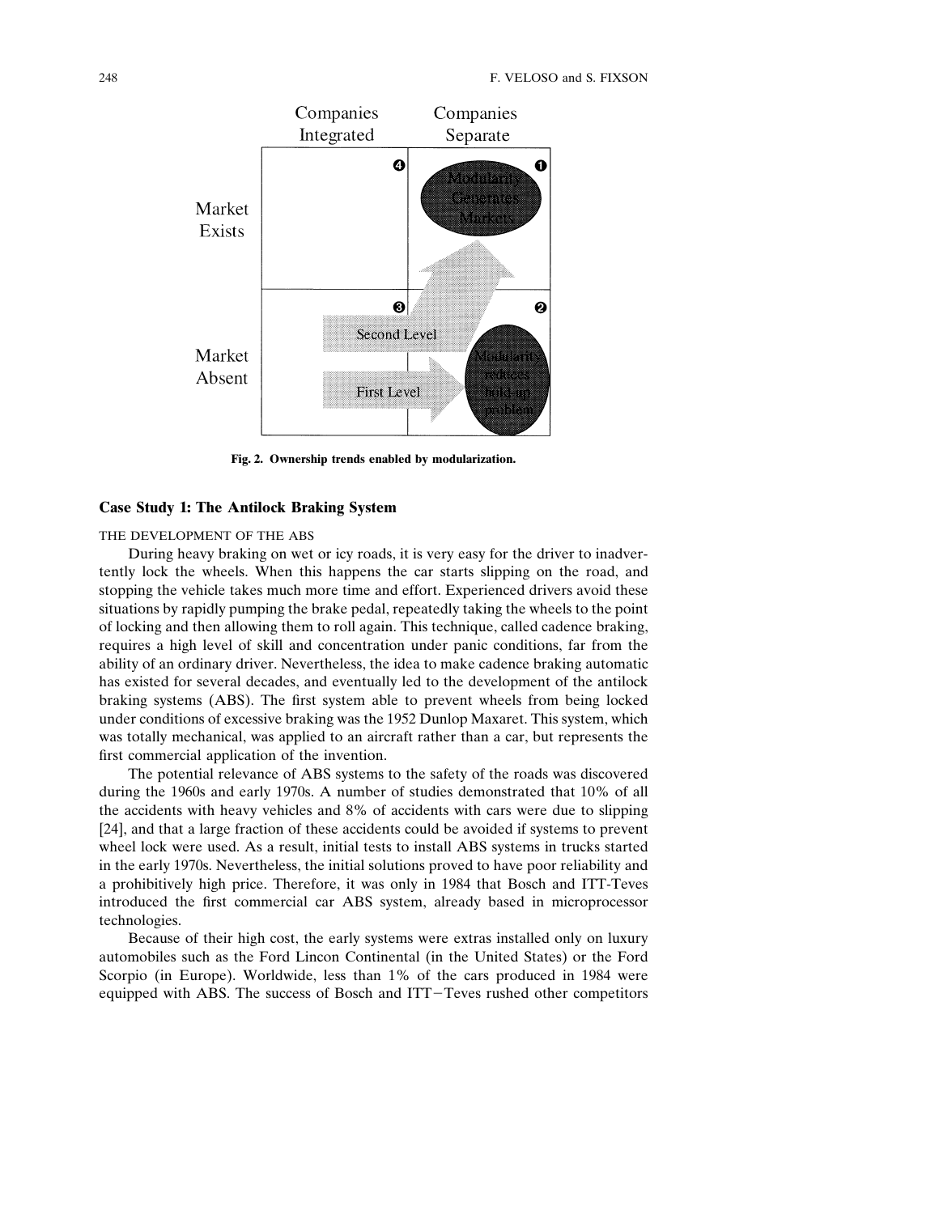Fig. 2. Ownership trends enabled by modularization.

### Case Study 1: The Antilock Braking System

#### THE DEVELOPMENT OF THE ABS

During heavy braking on wet or icy roads, it is very easy for the driver to inadvertently lock the wheels. When this happens the car starts slipping on the road, and stopping the vehicle takes much more time and effort. Experienced drivers avoid these situations by rapidly pumping the brake pedal, repeatedly taking the wheels to the point of locking and then allowing them to roll again. This technique, called cadence braking, requires a high level of skill and concentration under panic conditions, far from the ability of an ordinary driver. Nevertheless, the idea to make cadence braking automatic has existed for several decades, and eventually led to the development of the antilock braking systems (ABS). The first system able to prevent wheels from being locked under conditions of excessive braking was the 1952 Dunlop Maxaret. This system, which was totally mechanical, was applied to an aircraft rather than a car, but represents the first commercial application of the invention.

The potential relevance of ABS systems to the safety of the roads was discovered during the 1960s and early 1970s. A number of studies demonstrated that 10% of all the accidents with heavy vehicles and 8% of accidents with cars were due to slipping [24], and that a large fraction of these accidents could be avoided if systems to prevent wheel lock were used. As a result, initial tests to install ABS systems in trucks started in the early 1970s. Nevertheless, the initial solutions proved to have poor reliability and a prohibitively high price. Therefore, it was only in 1984 that Bosch and ITT-Teves introduced the first commercial car ABS system, already based in microprocessor technologies.

Because of their high cost, the early systems were extras installed only on luxury automobiles such as the Ford Lincon Continental (in the United States) or the Ford Scorpio (in Europe). Worldwide, less than 1% of the cars produced in 1984 were equipped with ABS. The success of Bosch and ITT−Teves rushed other competitors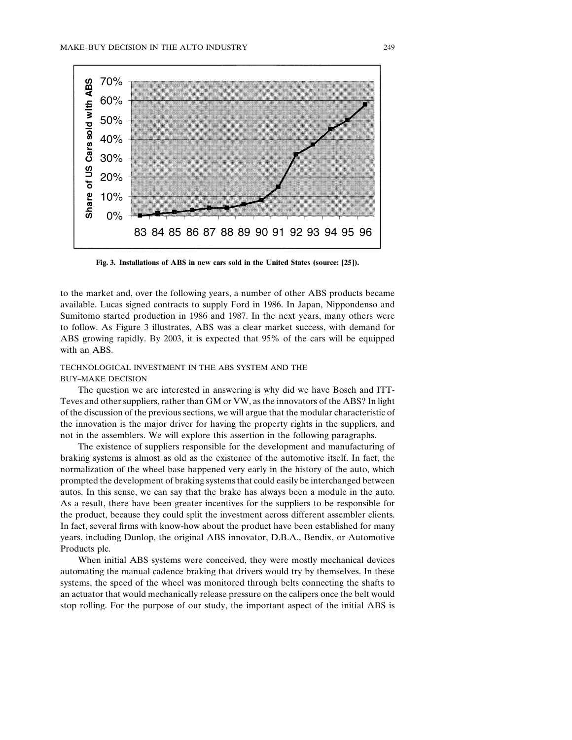Fig. 3. Installations of ABS in new cars sold in the United States (source: [25]).

to the market and, over the following years, a number of other ABS products became available. Lucas signed contracts to supply Ford in 1986. In Japan, Nippondenso and Sumitomo started production in 1986 and 1987. In the next years, many others were to follow. As Figure 3 illustrates, ABS was a clear market success, with demand for ABS growing rapidly. By 2003, it is expected that 95% of the cars will be equipped with an ABS.

## TECHNOLOGICAL INVESTMENT IN THE ABS SYSTEM AND THE BUY–MAKE DECISION

The question we are interested in answering is why did we have Bosch and ITT-Teves and other suppliers, rather than GM or VW, as the innovators of the ABS? In light of the discussion of the previous sections, we will argue that the modular characteristic of the innovation is the major driver for having the property rights in the suppliers, and not in the assemblers. We will explore this assertion in the following paragraphs.

The existence of suppliers responsible for the development and manufacturing of braking systems is almost as old as the existence of the automotive itself. In fact, the normalization of the wheel base happened very early in the history of the auto, which prompted the development of braking systems that could easily be interchanged between autos. In this sense, we can say that the brake has always been a module in the auto. As a result, there have been greater incentives for the suppliers to be responsible for the product, because they could split the investment across different assembler clients. In fact, several firms with know-how about the product have been established for many years, including Dunlop, the original ABS innovator, D.B.A., Bendix, or Automotive Products plc.

When initial ABS systems were conceived, they were mostly mechanical devices automating the manual cadence braking that drivers would try by themselves. In these systems, the speed of the wheel was monitored through belts connecting the shafts to an actuator that would mechanically release pressure on the calipers once the belt would stop rolling. For the purpose of our study, the important aspect of the initial ABS is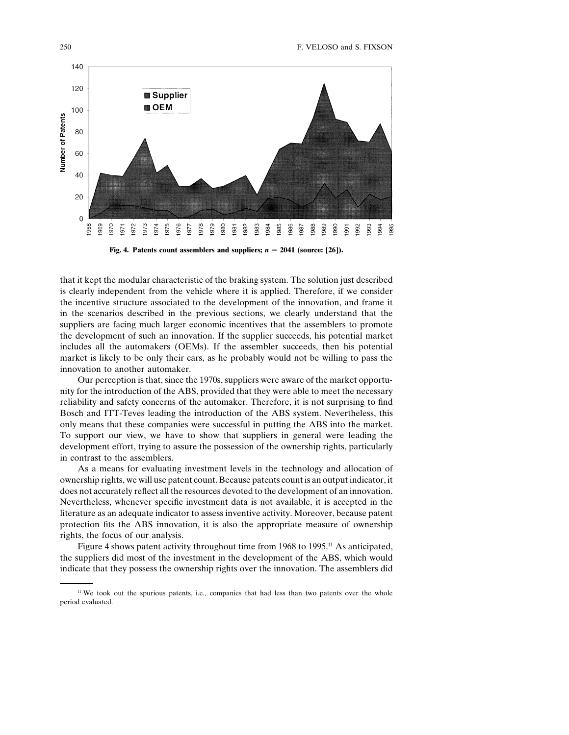Number of Patents

140
120
100
80
60
40
20
0

1968 1969 1970 1971 1972 1973 1974 1975 1976 1977 1978 1979 1980 1981 1982 1983 1984 1985 1986 1987 1988 1989 1990 1991 1992 1993 1994 1995

Supplier
OEM

**Fig. 4. Patents count assemblers and suppliers; $n = 2041$ (source: [26]).**

that it kept the modular characteristic of the braking system. The solution just described is clearly independent from the vehicle where it is applied. Therefore, if we consider the incentive structure associated to the development of the innovation, and frame it in the scenarios described in the previous sections, we clearly understand that the suppliers are facing much larger economic incentives that the assemblers to promote the development of such an innovation. If the supplier succeeds, his potential market includes all the automakers (OEMs). If the assembler succeeds, then his potential market is likely to be only their cars, as he probably would not be willing to pass the innovation to another automaker.

Our perception is that, since the 1970s, suppliers were aware of the market opportunity for the introduction of the ABS, provided that they were able to meet the necessary reliability and safety concerns of the automaker. Therefore, it is not surprising to find Bosch and ITT-Teves leading the introduction of the ABS system. Nevertheless, this only means that these companies were successful in putting the ABS into the market. To support our view, we have to show that suppliers in general were leading the development effort, trying to assure the possession of the ownership rights, particularly in contrast to the assemblers.

As a means for evaluating investment levels in the technology and allocation of ownership rights, we will use patent count. Because patents count is an output indicator, it does not accurately reflect all the resources devoted to the development of an innovation. Nevertheless, whenever specific investment data is not available, it is accepted in the literature as an adequate indicator to assess inventive activity. Moreover, because patent protection fits the ABS innovation, it is also the appropriate measure of ownership rights, the focus of our analysis.

Figure 4 shows patent activity throughout time from 1968 to 1995.[11] As anticipated, the suppliers did most of the investment in the development of the ABS, which would indicate that they possess the ownership rights over the innovation. The assemblers did

[11] We took out the spurious patents, i.e., companies that had less than two patents over the whole period evaluated.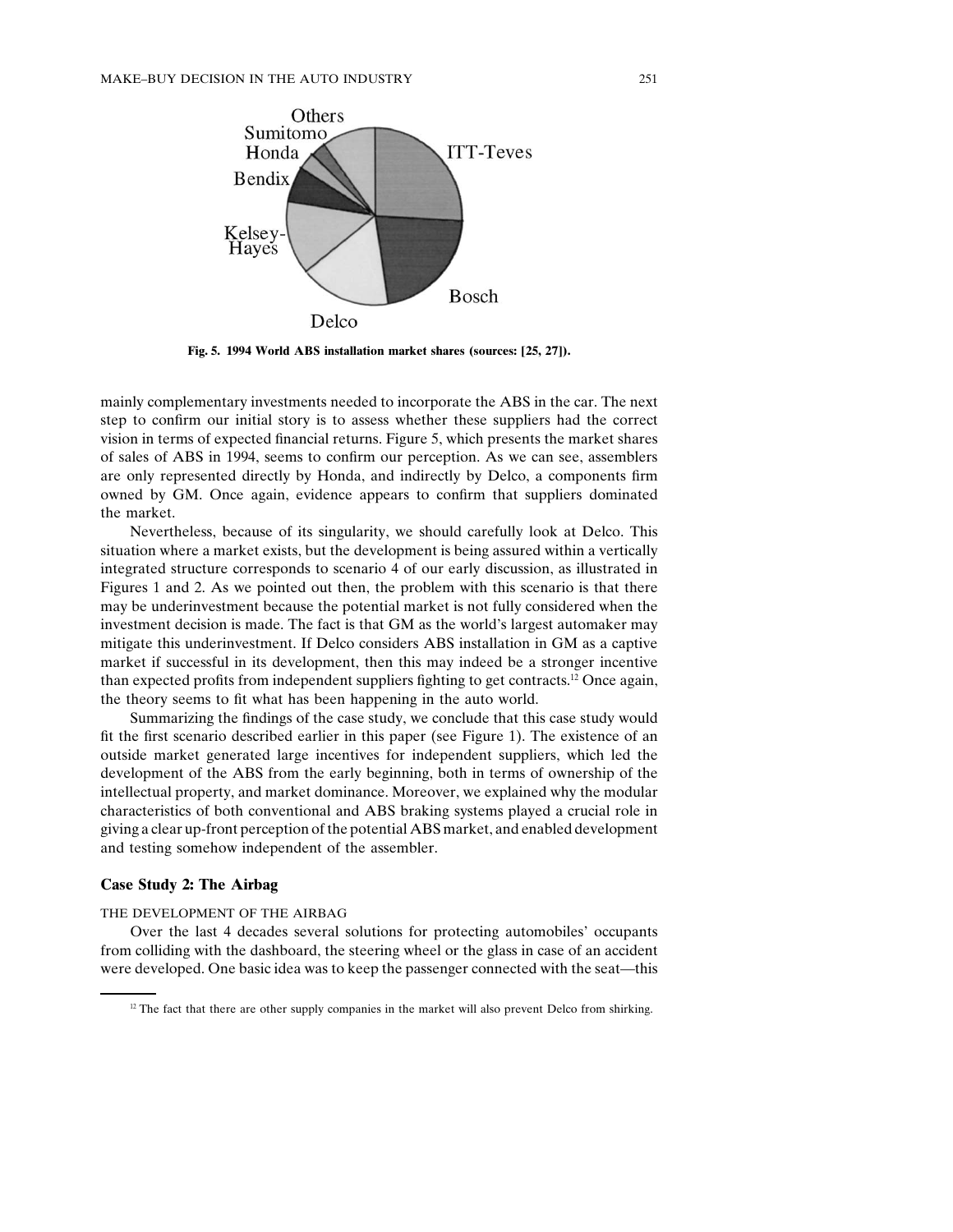Fig. 5. 1994 World ABS installation market shares (sources: [25, 27]).

mainly complementary investments needed to incorporate the ABS in the car. The next step to confirm our initial story is to assess whether these suppliers had the correct vision in terms of expected financial returns. Figure 5, which presents the market shares of sales of ABS in 1994, seems to confirm our perception. As we can see, assemblers are only represented directly by Honda, and indirectly by Delco, a components firm owned by GM. Once again, evidence appears to confirm that suppliers dominated the market.

Nevertheless, because of its singularity, we should carefully look at Delco. This situation where a market exists, but the development is being assured within a vertically integrated structure corresponds to scenario 4 of our early discussion, as illustrated in Figures 1 and 2. As we pointed out then, the problem with this scenario is that there may be underinvestment because the potential market is not fully considered when the investment decision is made. The fact is that GM as the world's largest automaker may mitigate this underinvestment. If Delco considers ABS installation in GM as a captive market if successful in its development, then this may indeed be a stronger incentive than expected profits from independent suppliers fighting to get contracts.[12] Once again, the theory seems to fit what has been happening in the auto world.

Summarizing the findings of the case study, we conclude that this case study would fit the first scenario described earlier in this paper (see Figure 1). The existence of an outside market generated large incentives for independent suppliers, which led the development of the ABS from the early beginning, both in terms of ownership of the intellectual property, and market dominance. Moreover, we explained why the modular characteristics of both conventional and ABS braking systems played a crucial role in giving a clear up-front perception of the potential ABS market, and enabled development and testing somehow independent of the assembler.

### Case Study 2: The Airbag

#### THE DEVELOPMENT OF THE AIRBAG

Over the last 4 decades several solutions for protecting automobiles' occupants from colliding with the dashboard, the steering wheel or the glass in case of an accident were developed. One basic idea was to keep the passenger connected with the seat—this

[12] The fact that there are other supply companies in the market will also prevent Delco from shirking.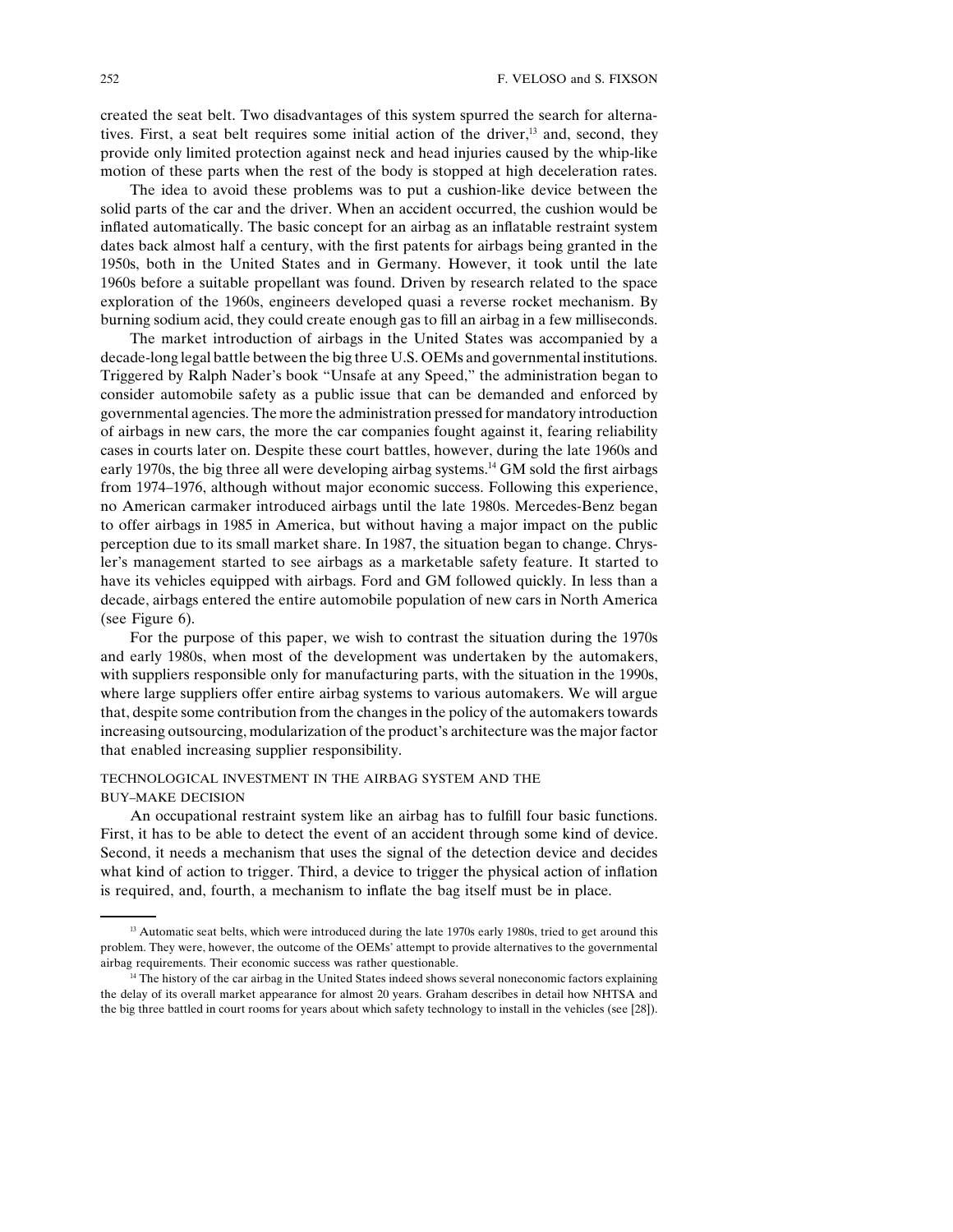created the seat belt. Two disadvantages of this system spurred the search for alternatives. First, a seat belt requires some initial action of the driver,[13] and, second, they provide only limited protection against neck and head injuries caused by the whip-like motion of these parts when the rest of the body is stopped at high deceleration rates.

The idea to avoid these problems was to put a cushion-like device between the solid parts of the car and the driver. When an accident occurred, the cushion would be inflated automatically. The basic concept for an airbag as an inflatable restraint system dates back almost half a century, with the first patents for airbags being granted in the 1950s, both in the United States and in Germany. However, it took until the late 1960s before a suitable propellant was found. Driven by research related to the space exploration of the 1960s, engineers developed quasi a reverse rocket mechanism. By burning sodium acid, they could create enough gas to fill an airbag in a few milliseconds.

The market introduction of airbags in the United States was accompanied by a decade-long legal battle between the big three U.S. OEMs and governmental institutions. Triggered by Ralph Nader's book "Unsafe at any Speed," the administration began to consider automobile safety as a public issue that can be demanded and enforced by governmental agencies. The more the administration pressed for mandatory introduction of airbags in new cars, the more the car companies fought against it, fearing reliability cases in courts later on. Despite these court battles, however, during the late 1960s and early 1970s, the big three all were developing airbag systems.[14] GM sold the first airbags from 1974–1976, although without major economic success. Following this experience, no American carmaker introduced airbags until the late 1980s. Mercedes-Benz began to offer airbags in 1985 in America, but without having a major impact on the public perception due to its small market share. In 1987, the situation began to change. Chrysler's management started to see airbags as a marketable safety feature. It started to have its vehicles equipped with airbags. Ford and GM followed quickly. In less than a decade, airbags entered the entire automobile population of new cars in North America (see Figure 6).

For the purpose of this paper, we wish to contrast the situation during the 1970s and early 1980s, when most of the development was undertaken by the automakers, with suppliers responsible only for manufacturing parts, with the situation in the 1990s, where large suppliers offer entire airbag systems to various automakers. We will argue that, despite some contribution from the changes in the policy of the automakers towards increasing outsourcing, modularization of the product's architecture was the major factor that enabled increasing supplier responsibility.

## TECHNOLOGICAL INVESTMENT IN THE AIRBAG SYSTEM AND THE BUY–MAKE DECISION

An occupational restraint system like an airbag has to fulfill four basic functions. First, it has to be able to detect the event of an accident through some kind of device. Second, it needs a mechanism that uses the signal of the detection device and decides what kind of action to trigger. Third, a device to trigger the physical action of inflation is required, and, fourth, a mechanism to inflate the bag itself must be in place.

---

[13] Automatic seat belts, which were introduced during the late 1970s early 1980s, tried to get around this problem. They were, however, the outcome of the OEMs' attempt to provide alternatives to the governmental airbag requirements. Their economic success was rather questionable.

[14] The history of the car airbag in the United States indeed shows several noneconomic factors explaining the delay of its overall market appearance for almost 20 years. Graham describes in detail how NHTSA and the big three battled in court rooms for years about which safety technology to install in the vehicles (see [28]).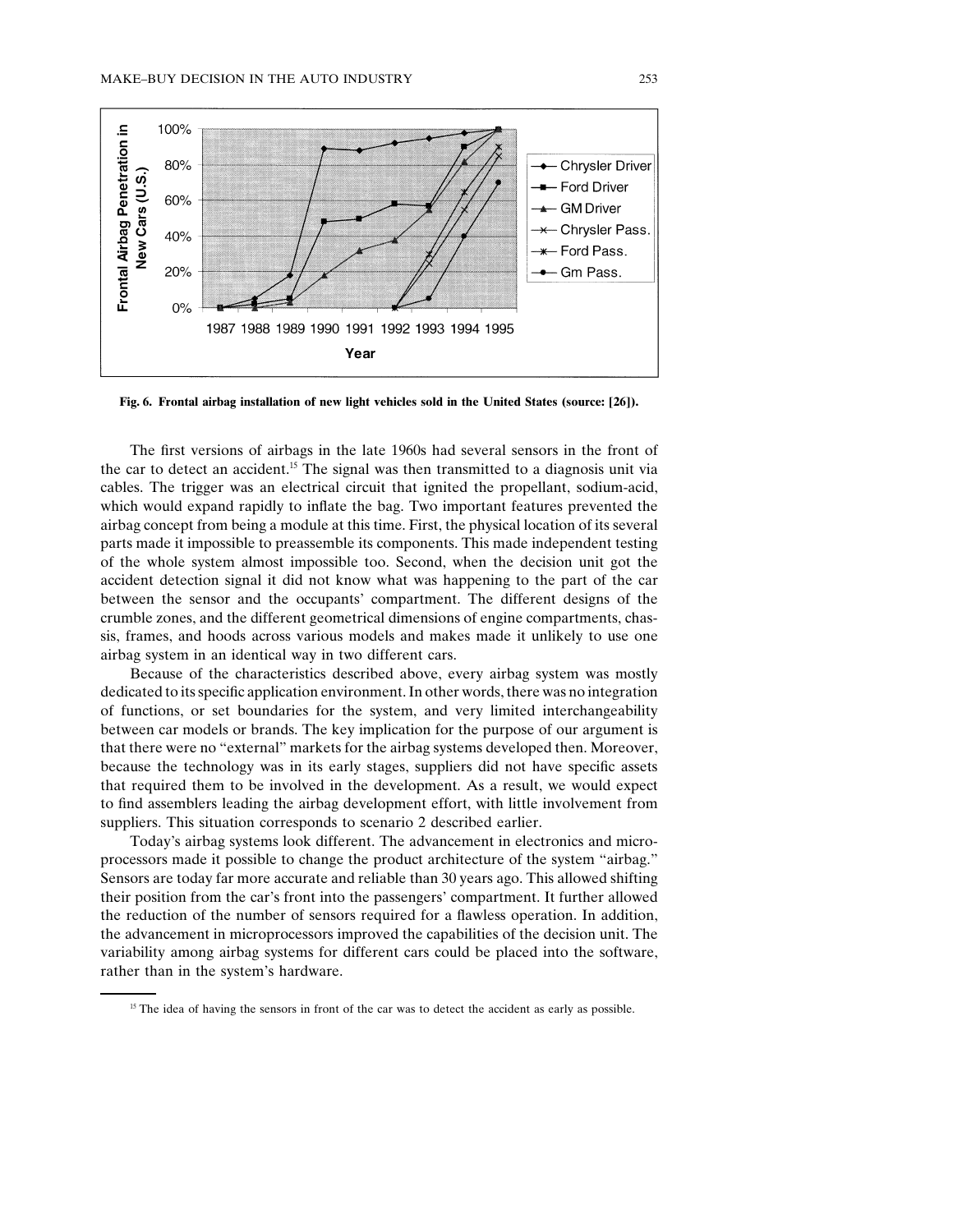Frontal Airbag Penetration in New Cars (U.S.)

100%
80%
60%
40%
20%
0%

1987 1988 1989 1990 1991 1992 1993 1994 1995

Year

Chrysler Driver
Ford Driver
GM Driver
Chrysler Pass.
Ford Pass.
Gm Pass.

**Fig. 6. Frontal airbag installation of new light vehicles sold in the United States (source: [26]).**

The first versions of airbags in the late 1960s had several sensors in the front of the car to detect an accident.[15] The signal was then transmitted to a diagnosis unit via cables. The trigger was an electrical circuit that ignited the propellant, sodium-acid, which would expand rapidly to inflate the bag. Two important features prevented the airbag concept from being a module at this time. First, the physical location of its several parts made it impossible to preassemble its components. This made independent testing of the whole system almost impossible too. Second, when the decision unit got the accident detection signal it did not know what was happening to the part of the car between the sensor and the occupants' compartment. The different designs of the crumble zones, and the different geometrical dimensions of engine compartments, chassis, frames, and hoods across various models and makes made it unlikely to use one airbag system in an identical way in two different cars.

Because of the characteristics described above, every airbag system was mostly dedicated to its specific application environment. In other words, there was no integration of functions, or set boundaries for the system, and very limited interchangeability between car models or brands. The key implication for the purpose of our argument is that there were no "external" markets for the airbag systems developed then. Moreover, because the technology was in its early stages, suppliers did not have specific assets that required them to be involved in the development. As a result, we would expect to find assemblers leading the airbag development effort, with little involvement from suppliers. This situation corresponds to scenario 2 described earlier.

Today's airbag systems look different. The advancement in electronics and microprocessors made it possible to change the product architecture of the system "airbag." Sensors are today far more accurate and reliable than 30 years ago. This allowed shifting their position from the car's front into the passengers' compartment. It further allowed the reduction of the number of sensors required for a flawless operation. In addition, the advancement in microprocessors improved the capabilities of the decision unit. The variability among airbag systems for different cars could be placed into the software, rather than in the system's hardware.

[15] The idea of having the sensors in front of the car was to detect the accident as early as possible.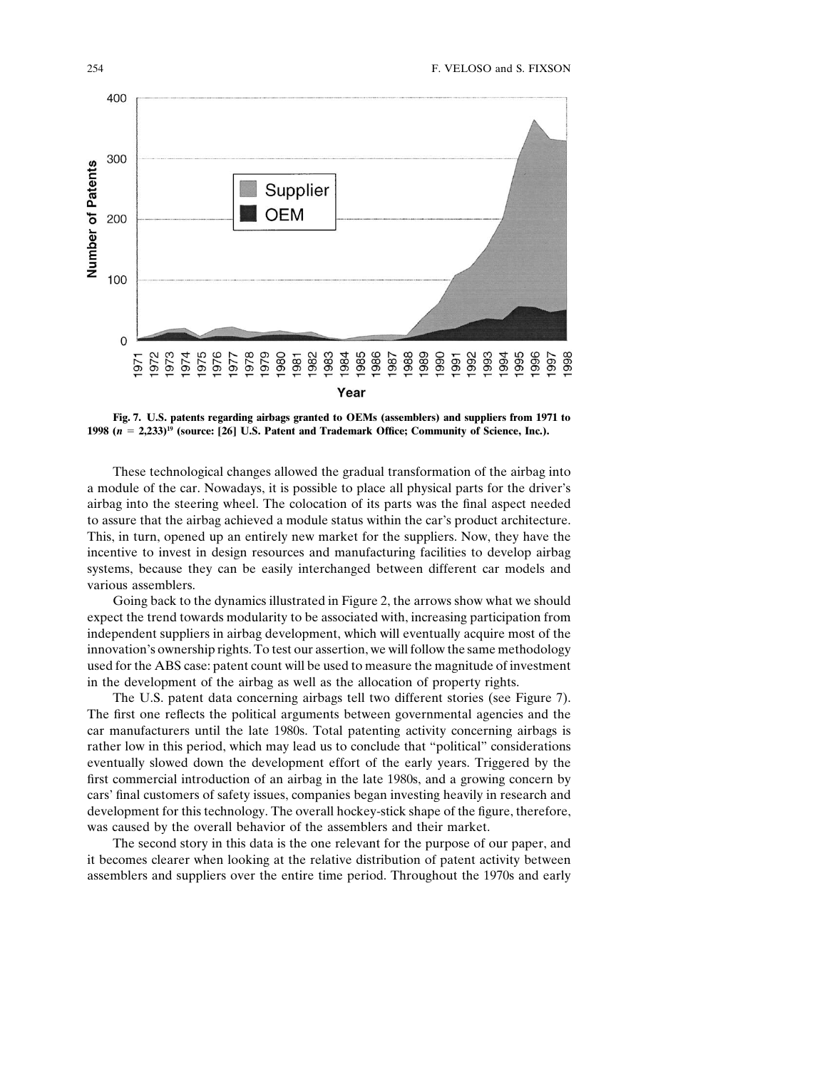Fig. 7. U.S. patents regarding airbags granted to OEMs (assemblers) and suppliers from 1971 to 1998 ($n$ = 2,233)[19] (source: [26] U.S. Patent and Trademark Office; Community of Science, Inc.).

These technological changes allowed the gradual transformation of the airbag into a module of the car. Nowadays, it is possible to place all physical parts for the driver's airbag into the steering wheel. The colocation of its parts was the final aspect needed to assure that the airbag achieved a module status within the car's product architecture. This, in turn, opened up an entirely new market for the suppliers. Now, they have the incentive to invest in design resources and manufacturing facilities to develop airbag systems, because they can be easily interchanged between different car models and various assemblers.

Going back to the dynamics illustrated in Figure 2, the arrows show what we should expect the trend towards modularity to be associated with, increasing participation from independent suppliers in airbag development, which will eventually acquire most of the innovation's ownership rights. To test our assertion, we will follow the same methodology used for the ABS case: patent count will be used to measure the magnitude of investment in the development of the airbag as well as the allocation of property rights.

The U.S. patent data concerning airbags tell two different stories (see Figure 7). The first one reflects the political arguments between governmental agencies and the car manufacturers until the late 1980s. Total patenting activity concerning airbags is rather low in this period, which may lead us to conclude that "political" considerations eventually slowed down the development effort of the early years. Triggered by the first commercial introduction of an airbag in the late 1980s, and a growing concern by cars' final customers of safety issues, companies began investing heavily in research and development for this technology. The overall hockey-stick shape of the figure, therefore, was caused by the overall behavior of the assemblers and their market.

The second story in this data is the one relevant for the purpose of our paper, and it becomes clearer when looking at the relative distribution of patent activity between assemblers and suppliers over the entire time period. Throughout the 1970s and early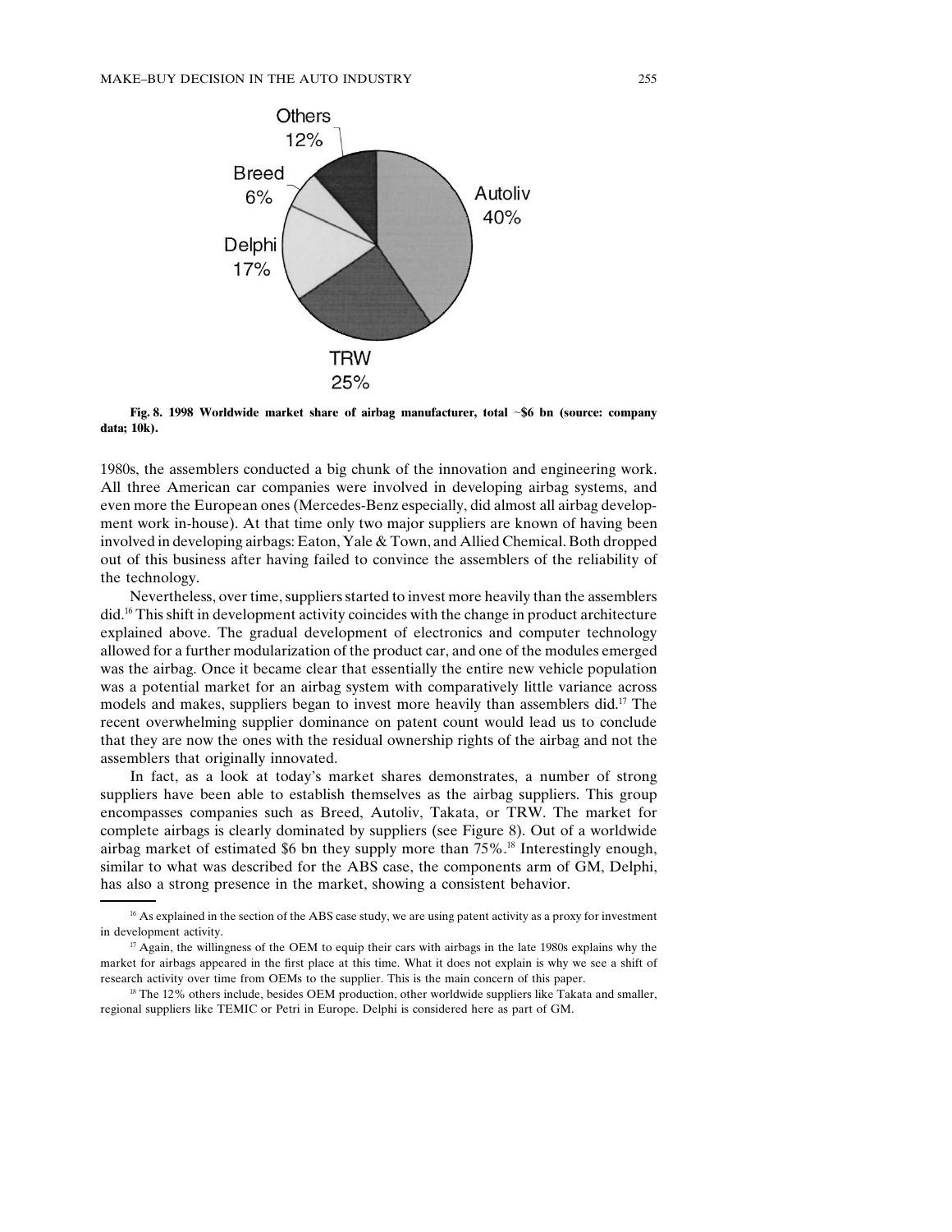Fig. 8. 1998 Worldwide market share of airbag manufacturer, total ~$6 bn (source: company data; 10k).

1980s, the assemblers conducted a big chunk of the innovation and engineering work. All three American car companies were involved in developing airbag systems, and even more the European ones (Mercedes-Benz especially, did almost all airbag development work in-house). At that time only two major suppliers are known of having been involved in developing airbags: Eaton, Yale & Town, and Allied Chemical. Both dropped out of this business after having failed to convince the assemblers of the reliability of the technology.

Nevertheless, over time, suppliers started to invest more heavily than the assemblers did.[16] This shift in development activity coincides with the change in product architecture explained above. The gradual development of electronics and computer technology allowed for a further modularization of the product car, and one of the modules emerged was the airbag. Once it became clear that essentially the entire new vehicle population was a potential market for an airbag system with comparatively little variance across models and makes, suppliers began to invest more heavily than assemblers did.[17] The recent overwhelming supplier dominance on patent count would lead us to conclude that they are now the ones with the residual ownership rights of the airbag and not the assemblers that originally innovated.

In fact, as a look at today's market shares demonstrates, a number of strong suppliers have been able to establish themselves as the airbag suppliers. This group encompasses companies such as Breed, Autoliv, Takata, or TRW. The market for complete airbags is clearly dominated by suppliers (see Figure 8). Out of a worldwide airbag market of estimated $6 bn they supply more than 75%.[18] Interestingly enough, similar to what was described for the ABS case, the components arm of GM, Delphi, has also a strong presence in the market, showing a consistent behavior.

---

[16] As explained in the section of the ABS case study, we are using patent activity as a proxy for investment in development activity.

[17] Again, the willingness of the OEM to equip their cars with airbags in the late 1980s explains why the market for airbags appeared in the first place at this time. What it does not explain is why we see a shift of research activity over time from OEMs to the supplier. This is the main concern of this paper.

[18] The 12% others include, besides OEM production, other worldwide suppliers like Takata and smaller, regional suppliers like TEMIC or Petri in Europe. Delphi is considered here as part of GM.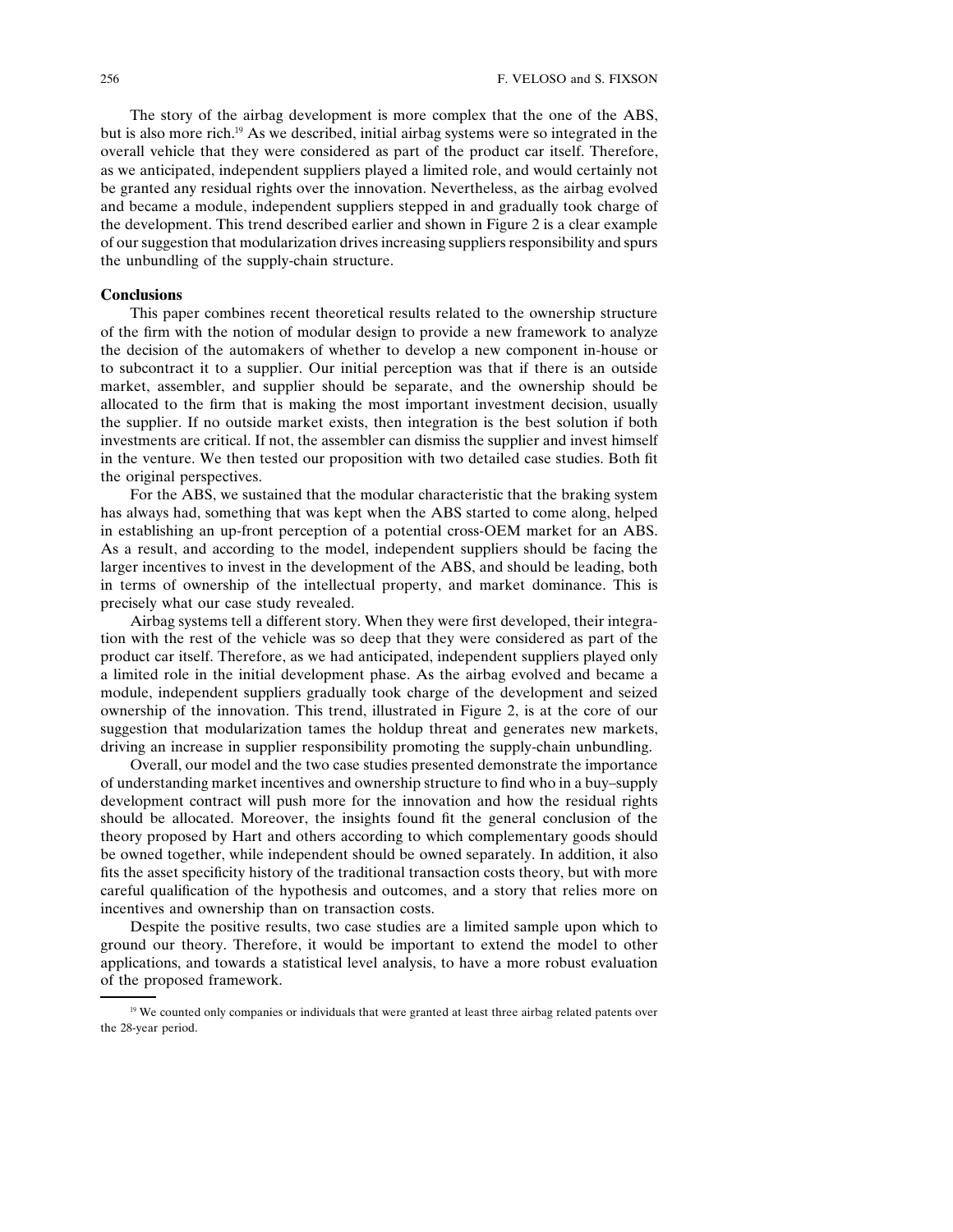The story of the airbag development is more complex that the one of the ABS, but is also more rich.[19] As we described, initial airbag systems were so integrated in the overall vehicle that they were considered as part of the product car itself. Therefore, as we anticipated, independent suppliers played a limited role, and would certainly not be granted any residual rights over the innovation. Nevertheless, as the airbag evolved and became a module, independent suppliers stepped in and gradually took charge of the development. This trend described earlier and shown in Figure 2 is a clear example of our suggestion that modularization drives increasing suppliers responsibility and spurs the unbundling of the supply-chain structure.

## Conclusions

This paper combines recent theoretical results related to the ownership structure of the firm with the notion of modular design to provide a new framework to analyze the decision of the automakers of whether to develop a new component in-house or to subcontract it to a supplier. Our initial perception was that if there is an outside market, assembler, and supplier should be separate, and the ownership should be allocated to the firm that is making the most important investment decision, usually the supplier. If no outside market exists, then integration is the best solution if both investments are critical. If not, the assembler can dismiss the supplier and invest himself in the venture. We then tested our proposition with two detailed case studies. Both fit the original perspectives.

For the ABS, we sustained that the modular characteristic that the braking system has always had, something that was kept when the ABS started to come along, helped in establishing an up-front perception of a potential cross-OEM market for an ABS. As a result, and according to the model, independent suppliers should be facing the larger incentives to invest in the development of the ABS, and should be leading, both in terms of ownership of the intellectual property, and market dominance. This is precisely what our case study revealed.

Airbag systems tell a different story. When they were first developed, their integration with the rest of the vehicle was so deep that they were considered as part of the product car itself. Therefore, as we had anticipated, independent suppliers played only a limited role in the initial development phase. As the airbag evolved and became a module, independent suppliers gradually took charge of the development and seized ownership of the innovation. This trend, illustrated in Figure 2, is at the core of our suggestion that modularization tames the holdup threat and generates new markets, driving an increase in supplier responsibility promoting the supply-chain unbundling.

Overall, our model and the two case studies presented demonstrate the importance of understanding market incentives and ownership structure to find who in a buy–supply development contract will push more for the innovation and how the residual rights should be allocated. Moreover, the insights found fit the general conclusion of the theory proposed by Hart and others according to which complementary goods should be owned together, while independent should be owned separately. In addition, it also fits the asset specificity history of the traditional transaction costs theory, but with more careful qualification of the hypothesis and outcomes, and a story that relies more on incentives and ownership than on transaction costs.

Despite the positive results, two case studies are a limited sample upon which to ground our theory. Therefore, it would be important to extend the model to other applications, and towards a statistical level analysis, to have a more robust evaluation of the proposed framework.

[19] We counted only companies or individuals that were granted at least three airbag related patents over the 28-year period.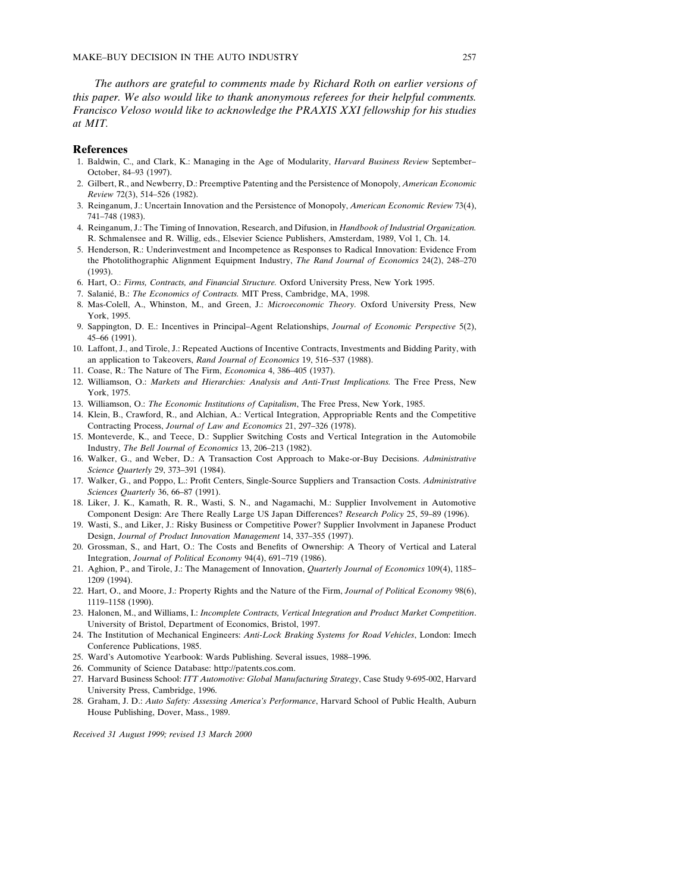*The authors are grateful to comments made by Richard Roth on earlier versions of this paper. We also would like to thank anonymous referees for their helpful comments. Francisco Veloso would like to acknowledge the PRAXIS XXI fellowship for his studies at MIT.*

## References

1. Baldwin, C., and Clark, K.: Managing in the Age of Modularity, *Harvard Business Review* September–October, 84–93 (1997).
2. Gilbert, R., and Newberry, D.: Preemptive Patenting and the Persistence of Monopoly, *American Economic Review* 72(3), 514–526 (1982).
3. Reinganum, J.: Uncertain Innovation and the Persistence of Monopoly, *American Economic Review* 73(4), 741–748 (1983).
4. Reinganum, J.: The Timing of Innovation, Research, and Difusion, in *Handbook of Industrial Organization.* R. Schmalensee and R. Willig, eds., Elsevier Science Publishers, Amsterdam, 1989, Vol 1, Ch. 14.
5. Henderson, R.: Underinvestment and Incompetence as Responses to Radical Innovation: Evidence From the Photolithographic Alignment Equipment Industry, *The Rand Journal of Economics* 24(2), 248–270 (1993).
6. Hart, O.: *Firms, Contracts, and Financial Structure.* Oxford University Press, New York 1995.
7. Salanié, B.: *The Economics of Contracts.* MIT Press, Cambridge, MA, 1998.
8. Mas-Colell, A., Whinston, M., and Green, J.: *Microeconomic Theory.* Oxford University Press, New York, 1995.
9. Sappington, D. E.: Incentives in Principal–Agent Relationships, *Journal of Economic Perspective* 5(2), 45–66 (1991).
10. Laffont, J., and Tirole, J.: Repeated Auctions of Incentive Contracts, Investments and Bidding Parity, with an application to Takeovers, *Rand Journal of Economics* 19, 516–537 (1988).
11. Coase, R.: The Nature of The Firm, *Economica* 4, 386–405 (1937).
12. Williamson, O.: *Markets and Hierarchies: Analysis and Anti-Trust Implications.* The Free Press, New York, 1975.
13. Williamson, O.: *The Economic Institutions of Capitalism*, The Free Press, New York, 1985.
14. Klein, B., Crawford, R., and Alchian, A.: Vertical Integration, Appropriable Rents and the Competitive Contracting Process, *Journal of Law and Economics* 21, 297–326 (1978).
15. Monteverde, K., and Teece, D.: Supplier Switching Costs and Vertical Integration in the Automobile Industry, *The Bell Journal of Economics* 13, 206–213 (1982).
16. Walker, G., and Weber, D.: A Transaction Cost Approach to Make-or-Buy Decisions. *Administrative Science Quarterly* 29, 373–391 (1984).
17. Walker, G., and Poppo, L.: Profit Centers, Single-Source Suppliers and Transaction Costs. *Administrative Sciences Quarterly* 36, 66–87 (1991).
18. Liker, J. K., Kamath, R. R., Wasti, S. N., and Nagamachi, M.: Supplier Involvement in Automotive Component Design: Are There Really Large US Japan Differences? *Research Policy* 25, 59–89 (1996).
19. Wasti, S., and Liker, J.: Risky Business or Competitive Power? Supplier Involvment in Japanese Product Design, *Journal of Product Innovation Management* 14, 337–355 (1997).
20. Grossman, S., and Hart, O.: The Costs and Benefits of Ownership: A Theory of Vertical and Lateral Integration, *Journal of Political Economy* 94(4), 691–719 (1986).
21. Aghion, P., and Tirole, J.: The Management of Innovation, *Quarterly Journal of Economics* 109(4), 1185–1209 (1994).
22. Hart, O., and Moore, J.: Property Rights and the Nature of the Firm, *Journal of Political Economy* 98(6), 1119–1158 (1990).
23. Halonen, M., and Williams, I.: *Incomplete Contracts, Vertical Integration and Product Market Competition*. University of Bristol, Department of Economics, Bristol, 1997.
24. The Institution of Mechanical Engineers: *Anti-Lock Braking Systems for Road Vehicles*, London: Imech Conference Publications, 1985.
25. Ward's Automotive Yearbook: Wards Publishing. Several issues, 1988–1996.
26. Community of Science Database: http://patents.cos.com.
27. Harvard Business School: *ITT Automotive: Global Manufacturing Strategy*, Case Study 9-695-002, Harvard University Press, Cambridge, 1996.
28. Graham, J. D.: *Auto Safety: Assessing America's Performance*, Harvard School of Public Health, Auburn House Publishing, Dover, Mass., 1989.

*Received 31 August 1999; revised 13 March 2000*